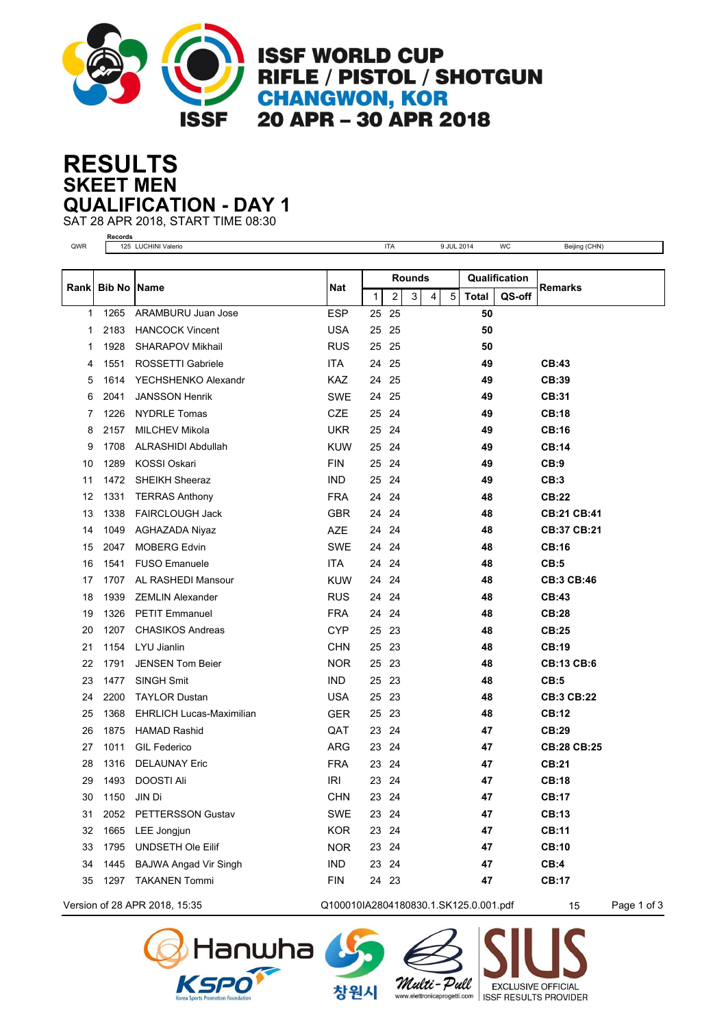# ISSF WORLD CUP
## RIFLE / PISTOL / SHOTGUN
## CHANGWON, KOR
## 20 APR – 30 APR 2018

# RESULTS
## SKEET MEN
## QUALIFICATION - DAY 1

SAT 28 APR 2018, START TIME 08:30

| Records | | | | | |
|---|---|---|---|---|---|
| QWR | 125 LUCHINI Valerio | ITA | 9 JUL 2014 | WC | Beijing (CHN) |

| Rank | Bib No | Name | Nat | Rounds | | | | | Qualification | | Remarks |
|---|---|---|---|---|---|---|---|---|---|---|---|
| | | | | 1 | 2 | 3 | 4 | 5 | Total | QS-off | |
| 1 | 1265 | ARAMBURU Juan Jose | ESP | 25 | 25 | | | | **50** | | |
| 1 | 2183 | HANCOCK Vincent | USA | 25 | 25 | | | | **50** | | |
| 1 | 1928 | SHARAPOV Mikhail | RUS | 25 | 25 | | | | **50** | | |
| 4 | 1551 | ROSSETTI Gabriele | ITA | 24 | 25 | | | | **49** | | **CB:43** |
| 5 | 1614 | YECHSHENKO Alexandr | KAZ | 24 | 25 | | | | **49** | | **CB:39** |
| 6 | 2041 | JANSSON Henrik | SWE | 24 | 25 | | | | **49** | | **CB:31** |
| 7 | 1226 | NYDRLE Tomas | CZE | 25 | 24 | | | | **49** | | **CB:18** |
| 8 | 2157 | MILCHEV Mikola | UKR | 25 | 24 | | | | **49** | | **CB:16** |
| 9 | 1708 | ALRASHIDI Abdullah | KUW | 25 | 24 | | | | **49** | | **CB:14** |
| 10 | 1289 | KOSSI Oskari | FIN | 25 | 24 | | | | **49** | | **CB:9** |
| 11 | 1472 | SHEIKH Sheeraz | IND | 25 | 24 | | | | **49** | | **CB:3** |
| 12 | 1331 | TERRAS Anthony | FRA | 24 | 24 | | | | **48** | | **CB:22** |
| 13 | 1338 | FAIRCLOUGH Jack | GBR | 24 | 24 | | | | **48** | | **CB:21 CB:41** |
| 14 | 1049 | AGHAZADA Niyaz | AZE | 24 | 24 | | | | **48** | | **CB:37 CB:21** |
| 15 | 2047 | MOBERG Edvin | SWE | 24 | 24 | | | | **48** | | **CB:16** |
| 16 | 1541 | FUSO Emanuele | ITA | 24 | 24 | | | | **48** | | **CB:5** |
| 17 | 1707 | AL RASHEDI Mansour | KUW | 24 | 24 | | | | **48** | | **CB:3 CB:46** |
| 18 | 1939 | ZEMLIN Alexander | RUS | 24 | 24 | | | | **48** | | **CB:43** |
| 19 | 1326 | PETIT Emmanuel | FRA | 24 | 24 | | | | **48** | | **CB:28** |
| 20 | 1207 | CHASIKOS Andreas | CYP | 25 | 23 | | | | **48** | | **CB:25** |
| 21 | 1154 | LYU Jianlin | CHN | 25 | 23 | | | | **48** | | **CB:19** |
| 22 | 1791 | JENSEN Tom Beier | NOR | 25 | 23 | | | | **48** | | **CB:13 CB:6** |
| 23 | 1477 | SINGH Smit | IND | 25 | 23 | | | | **48** | | **CB:5** |
| 24 | 2200 | TAYLOR Dustan | USA | 25 | 23 | | | | **48** | | **CB:3 CB:22** |
| 25 | 1368 | EHRLICH Lucas-Maximilian | GER | 25 | 23 | | | | **48** | | **CB:12** |
| 26 | 1875 | HAMAD Rashid | QAT | 23 | 24 | | | | **47** | | **CB:29** |
| 27 | 1011 | GIL Federico | ARG | 23 | 24 | | | | **47** | | **CB:28 CB:25** |
| 28 | 1316 | DELAUNAY Eric | FRA | 23 | 24 | | | | **47** | | **CB:21** |
| 29 | 1493 | DOOSTI Ali | IRI | 23 | 24 | | | | **47** | | **CB:18** |
| 30 | 1150 | JIN Di | CHN | 23 | 24 | | | | **47** | | **CB:17** |
| 31 | 2052 | PETTERSSON Gustav | SWE | 23 | 24 | | | | **47** | | **CB:13** |
| 32 | 1665 | LEE Jongjun | KOR | 23 | 24 | | | | **47** | | **CB:11** |
| 33 | 1795 | UNDSETH Ole Eilif | NOR | 23 | 24 | | | | **47** | | **CB:10** |
| 34 | 1445 | BAJWA Angad Vir Singh | IND | 23 | 24 | | | | **47** | | **CB:4** |
| 35 | 1297 | TAKANEN Tommi | FIN | 24 | 23 | | | | **47** | | **CB:17** |

Version of 28 APR 2018, 15:35 Q100010IA2804180830.1.SK125.0.001.pdf 15

Hanwha KSPO 창원시 Multi-Pull www.elettronicaprogetti.com SIUS EXCLUSIVE OFFICIAL ISSF RESULTS PROVIDER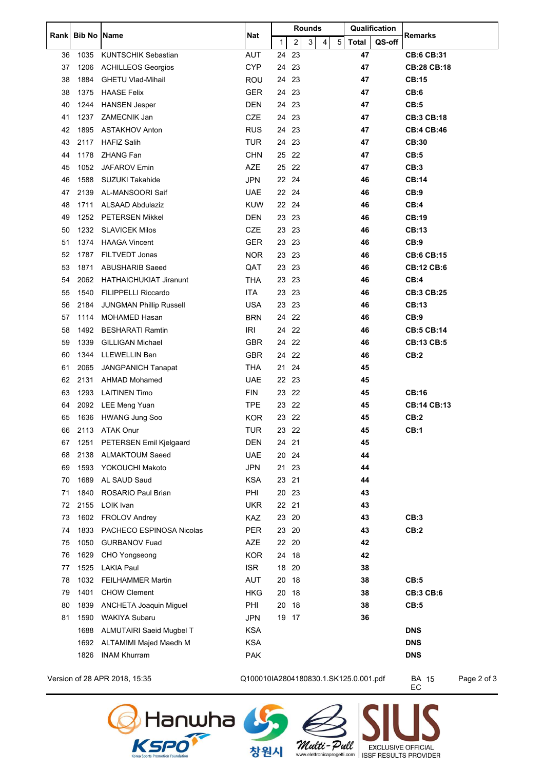| Rank | Bib No | Name | Nat | Rounds | | | | | Qualification | | Remarks |
|---|---|---|---|---|---|---|---|---|---|---|---|
| | | | | 1 | 2 | 3 | 4 | 5 | Total | QS-off | |
| 36 | 1035 | KUNTSCHIK Sebastian | AUT | 24 | 23 | | | | 47 | | **CB:6 CB:31** |
| 37 | 1206 | ACHILLEOS Georgios | CYP | 24 | 23 | | | | 47 | | **CB:28 CB:18** |
| 38 | 1884 | GHETU Vlad-Mihail | ROU | 24 | 23 | | | | 47 | | **CB:15** |
| 38 | 1375 | HAASE Felix | GER | 24 | 23 | | | | 47 | | **CB:6** |
| 40 | 1244 | HANSEN Jesper | DEN | 24 | 23 | | | | 47 | | **CB:5** |
| 41 | 1237 | ZAMECNIK Jan | CZE | 24 | 23 | | | | 47 | | **CB:3 CB:18** |
| 42 | 1895 | ASTAKHOV Anton | RUS | 24 | 23 | | | | 47 | | **CB:4 CB:46** |
| 43 | 2117 | HAFIZ Salih | TUR | 24 | 23 | | | | 47 | | **CB:30** |
| 44 | 1178 | ZHANG Fan | CHN | 25 | 22 | | | | 47 | | **CB:5** |
| 45 | 1052 | JAFAROV Emin | AZE | 25 | 22 | | | | 47 | | **CB:3** |
| 46 | 1588 | SUZUKI Takahide | JPN | 22 | 24 | | | | 46 | | **CB:14** |
| 47 | 2139 | AL-MANSOORI Saif | UAE | 22 | 24 | | | | 46 | | **CB:9** |
| 48 | 1711 | ALSAAD Abdulaziz | KUW | 22 | 24 | | | | 46 | | **CB:4** |
| 49 | 1252 | PETERSEN Mikkel | DEN | 23 | 23 | | | | 46 | | **CB:19** |
| 50 | 1232 | SLAVICEK Milos | CZE | 23 | 23 | | | | 46 | | **CB:13** |
| 51 | 1374 | HAAGA Vincent | GER | 23 | 23 | | | | 46 | | **CB:9** |
| 52 | 1787 | FILTVEDT Jonas | NOR | 23 | 23 | | | | 46 | | **CB:6 CB:15** |
| 53 | 1871 | ABUSHARIB Saeed | QAT | 23 | 23 | | | | 46 | | **CB:12 CB:6** |
| 54 | 2062 | HATHAICHUKIAT Jiranunt | THA | 23 | 23 | | | | 46 | | **CB:4** |
| 55 | 1540 | FILIPPELLI Riccardo | ITA | 23 | 23 | | | | 46 | | **CB:3 CB:25** |
| 56 | 2184 | JUNGMAN Phillip Russell | USA | 23 | 23 | | | | 46 | | **CB:13** |
| 57 | 1114 | MOHAMED Hasan | BRN | 24 | 22 | | | | 46 | | **CB:9** |
| 58 | 1492 | BESHARATI Ramtin | IRI | 24 | 22 | | | | 46 | | **CB:5 CB:14** |
| 59 | 1339 | GILLIGAN Michael | GBR | 24 | 22 | | | | 46 | | **CB:13 CB:5** |
| 60 | 1344 | LLEWELLIN Ben | GBR | 24 | 22 | | | | 46 | | **CB:2** |
| 61 | 2065 | JANGPANICH Tanapat | THA | 21 | 24 | | | | 45 | | |
| 62 | 2131 | AHMAD Mohamed | UAE | 22 | 23 | | | | 45 | | |
| 63 | 1293 | LAITINEN Timo | FIN | 23 | 22 | | | | 45 | | **CB:16** |
| 64 | 2092 | LEE Meng Yuan | TPE | 23 | 22 | | | | 45 | | **CB:14 CB:13** |
| 65 | 1636 | HWANG Jung Soo | KOR | 23 | 22 | | | | 45 | | **CB:2** |
| 66 | 2113 | ATAK Onur | TUR | 23 | 22 | | | | 45 | | **CB:1** |
| 67 | 1251 | PETERSEN Emil Kjelgaard | DEN | 24 | 21 | | | | 45 | | |
| 68 | 2138 | ALMAKTOUM Saeed | UAE | 20 | 24 | | | | 44 | | |
| 69 | 1593 | YOKOUCHI Makoto | JPN | 21 | 23 | | | | 44 | | |
| 70 | 1689 | AL SAUD Saud | KSA | 23 | 21 | | | | 44 | | |
| 71 | 1840 | ROSARIO Paul Brian | PHI | 20 | 23 | | | | 43 | | |
| 72 | 2155 | LOIK Ivan | UKR | 22 | 21 | | | | 43 | | |
| 73 | 1602 | FROLOV Andrey | KAZ | 23 | 20 | | | | 43 | | **CB:3** |
| 74 | 1833 | PACHECO ESPINOSA Nicolas | PER | 23 | 20 | | | | 43 | | **CB:2** |
| 75 | 1050 | GURBANOV Fuad | AZE | 22 | 20 | | | | 42 | | |
| 76 | 1629 | CHO Yongseong | KOR | 24 | 18 | | | | 42 | | |
| 77 | 1525 | LAKIA Paul | ISR | 18 | 20 | | | | 38 | | |
| 78 | 1032 | FEILHAMMER Martin | AUT | 20 | 18 | | | | 38 | | **CB:5** |
| 79 | 1401 | CHOW Clement | HKG | 20 | 18 | | | | 38 | | **CB:3 CB:6** |
| 80 | 1839 | ANCHETA Joaquin Miguel | PHI | 20 | 18 | | | | 38 | | **CB:5** |
| 81 | 1590 | WAKIYA Subaru | JPN | 19 | 17 | | | | 36 | | |
| | 1688 | ALMUTAIRI Saeid Mugbel T | KSA | | | | | | | | **DNS** |
| | 1692 | ALTAMIMI Majed Maedh M | KSA | | | | | | | | **DNS** |
| | 1826 | INAM Khurram | PAK | | | | | | | | **DNS** |

Version of 28 APR 2018, 15:35 | Q100010IA2804180830.1.SK125.0.001.pdf | BA 15 EC

Hanwha KSPO 창원시 Multi-Pull SIUS EXCLUSIVE OFFICIAL ISSF RESULTS PROVIDER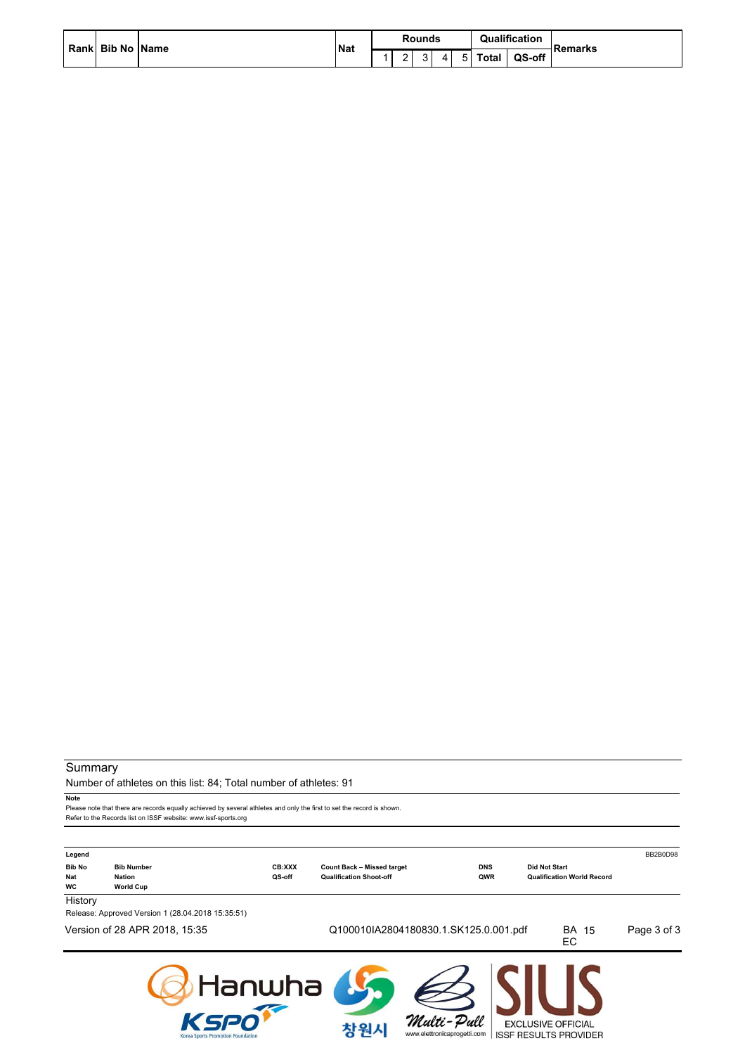| Rank | Bib No | Name | Nat | Rounds | | | | | Qualification | | Remarks |
|---|---|---|---|---|---|---|---|---|---|---|---|
| | | | | 1 | 2 | 3 | 4 | 5 | Total | QS-off | |

## Summary

Number of athletes on this list: 84; Total number of athletes: 91

**Note**

Please note that there are records equally achieved by several athletes and only the first to set the record is shown.
Refer to the Records list on ISSF website: www.issf-sports.org

**Legend**

BB2B0D98

| | | | | | |
|---|---|---|---|---|---|
| **Bib No** | **Bib Number** | **CB:XXX** | **Count Back – Missed target** | **DNS** | **Did Not Start** |
| **Nat** | **Nation** | **QS-off** | **Qualification Shoot-off** | **QWR** | **Qualification World Record** |
| **WC** | **World Cup** | | | | |

History

Release: Approved Version 1 (28.04.2018 15:35:51)

Version of 28 APR 2018, 15:35 Q100010IA2804180830.1.SK125.0.001.pdf BA 15 EC

Hanwha KSPO Korea Sports Promotion Foundation 창원시 Multi-Pull www.elettronicaprogetti.com SIUS EXCLUSIVE OFFICIAL ISSF RESULTS PROVIDER